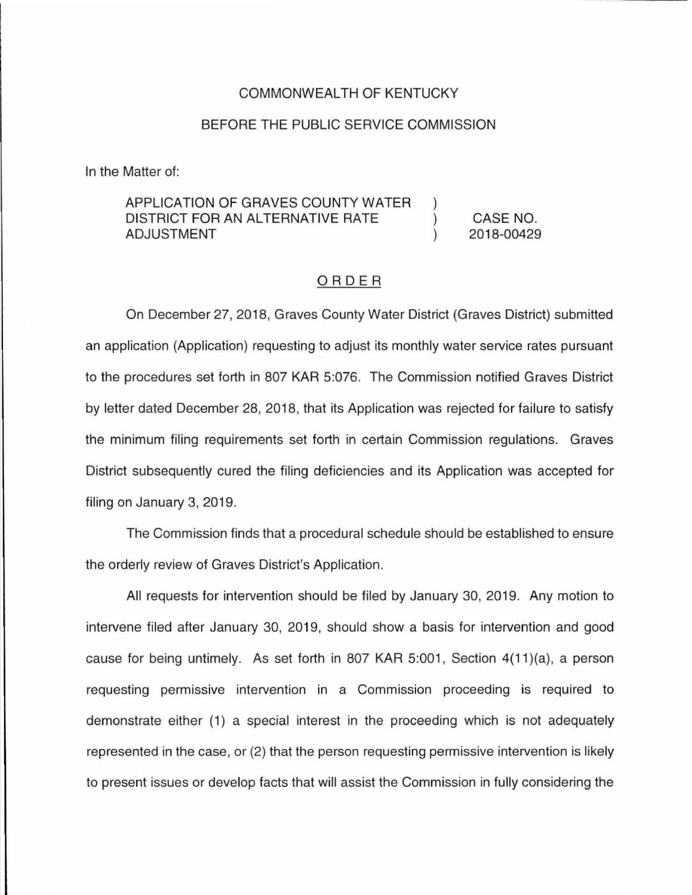COMMONWEALTH OF KENTUCKY

BEFORE THE PUBLIC SERVICE COMMISSION

In the Matter of:

| | | |
|---|---|---|
| APPLICATION OF GRAVES COUNTY WATER DISTRICT FOR AN ALTERNATIVE RATE ADJUSTMENT | ) ) ) | CASE NO. 2018-00429 |

## ORDER

On December 27, 2018, Graves County Water District (Graves District) submitted an application (Application) requesting to adjust its monthly water service rates pursuant to the procedures set forth in 807 KAR 5:076. The Commission notified Graves District by letter dated December 28, 2018, that its Application was rejected for failure to satisfy the minimum filing requirements set forth in certain Commission regulations. Graves District subsequently cured the filing deficiencies and its Application was accepted for filing on January 3, 2019.

The Commission finds that a procedural schedule should be established to ensure the orderly review of Graves District's Application.

All requests for intervention should be filed by January 30, 2019. Any motion to intervene filed after January 30, 2019, should show a basis for intervention and good cause for being untimely. As set forth in 807 KAR 5:001, Section 4(11)(a), a person requesting permissive intervention in a Commission proceeding is required to demonstrate either (1) a special interest in the proceeding which is not adequately represented in the case, or (2) that the person requesting permissive intervention is likely to present issues or develop facts that will assist the Commission in fully considering the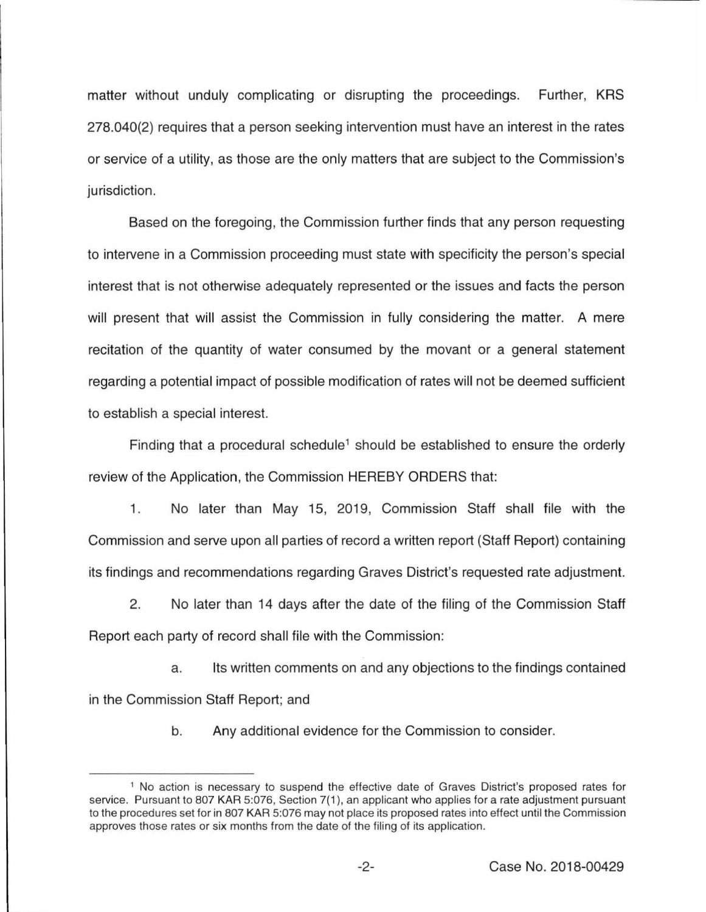matter without unduly complicating or disrupting the proceedings. Further, KRS 278.040(2) requires that a person seeking intervention must have an interest in the rates or service of a utility, as those are the only matters that are subject to the Commission's jurisdiction.

Based on the foregoing, the Commission further finds that any person requesting to intervene in a Commission proceeding must state with specificity the person's special interest that is not otherwise adequately represented or the issues and facts the person will present that will assist the Commission in fully considering the matter. A mere recitation of the quantity of water consumed by the movant or a general statement regarding a potential impact of possible modification of rates will not be deemed sufficient to establish a special interest.

Finding that a procedural schedule[1] should be established to ensure the orderly review of the Application, the Commission HEREBY ORDERS that:

1. No later than May 15, 2019, Commission Staff shall file with the Commission and serve upon all parties of record a written report (Staff Report) containing its findings and recommendations regarding Graves District's requested rate adjustment.

2. No later than 14 days after the date of the filing of the Commission Staff Report each party of record shall file with the Commission:

   a. Its written comments on and any objections to the findings contained in the Commission Staff Report; and

   b. Any additional evidence for the Commission to consider.

---

[1] No action is necessary to suspend the effective date of Graves District's proposed rates for service. Pursuant to 807 KAR 5:076, Section 7(1), an applicant who applies for a rate adjustment pursuant to the procedures set for in 807 KAR 5:076 may not place its proposed rates into effect until the Commission approves those rates or six months from the date of the filing of its application.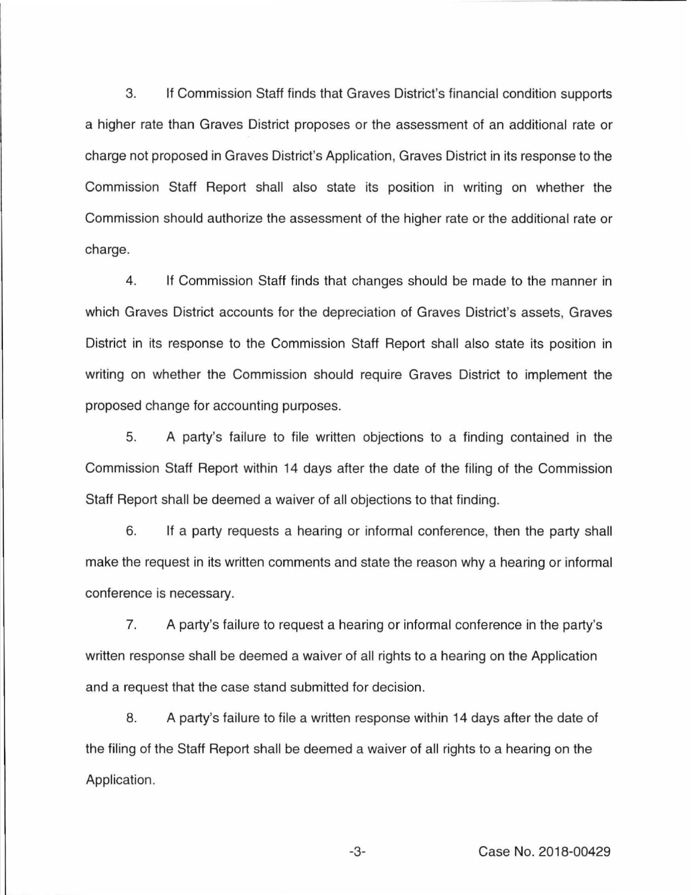3. If Commission Staff finds that Graves District's financial condition supports a higher rate than Graves District proposes or the assessment of an additional rate or charge not proposed in Graves District's Application, Graves District in its response to the Commission Staff Report shall also state its position in writing on whether the Commission should authorize the assessment of the higher rate or the additional rate or charge.

4. If Commission Staff finds that changes should be made to the manner in which Graves District accounts for the depreciation of Graves District's assets, Graves District in its response to the Commission Staff Report shall also state its position in writing on whether the Commission should require Graves District to implement the proposed change for accounting purposes.

5. A party's failure to file written objections to a finding contained in the Commission Staff Report within 14 days after the date of the filing of the Commission Staff Report shall be deemed a waiver of all objections to that finding.

6. If a party requests a hearing or informal conference, then the party shall make the request in its written comments and state the reason why a hearing or informal conference is necessary.

7. A party's failure to request a hearing or informal conference in the party's written response shall be deemed a waiver of all rights to a hearing on the Application and a request that the case stand submitted for decision.

8. A party's failure to file a written response within 14 days after the date of the filing of the Staff Report shall be deemed a waiver of all rights to a hearing on the Application.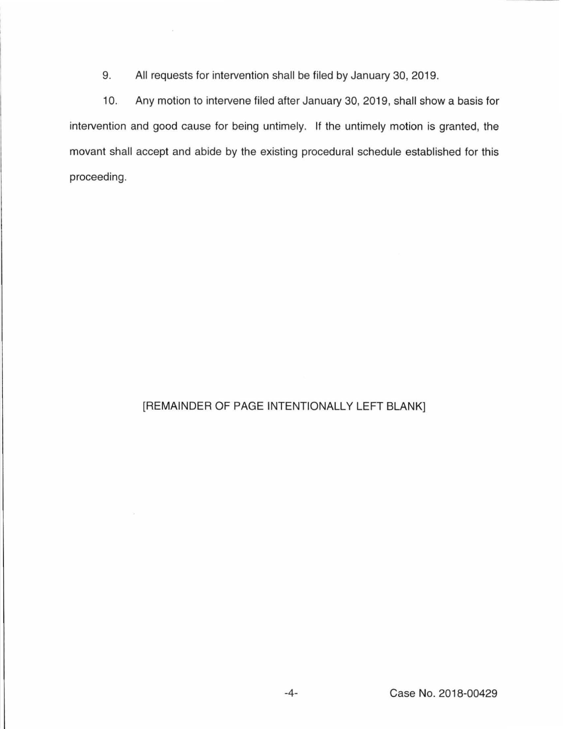9. All requests for intervention shall be filed by January 30, 2019.

10. Any motion to intervene filed after January 30, 2019, shall show a basis for intervention and good cause for being untimely. If the untimely motion is granted, the movant shall accept and abide by the existing procedural schedule established for this proceeding.

[REMAINDER OF PAGE INTENTIONALLY LEFT BLANK]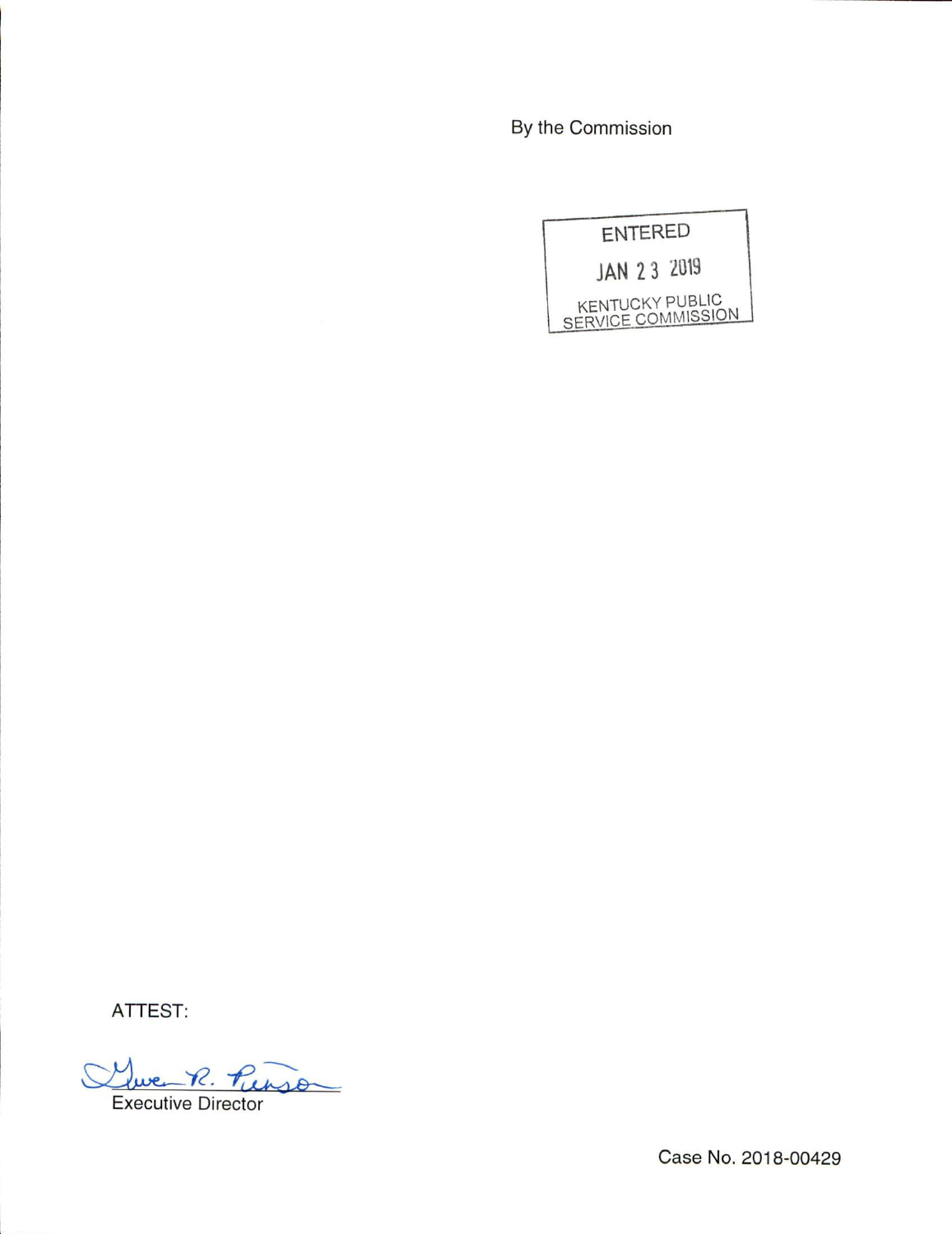By the Commission

ENTERED

JAN 23 2019

KENTUCKY PUBLIC SERVICE COMMISSION

ATTEST:

Executive Director

Case No. 2018-00429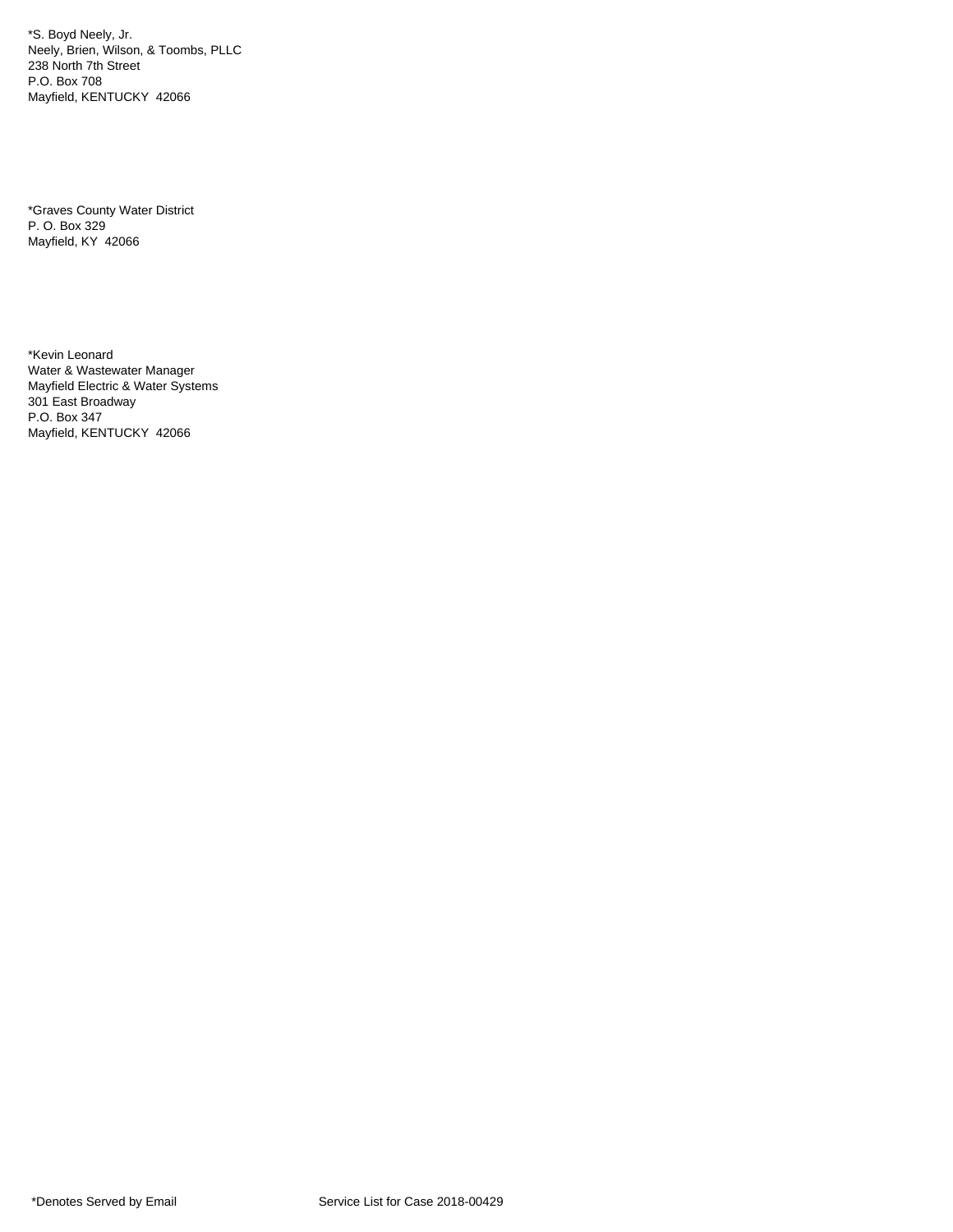*S. Boyd Neely, Jr.
Neely, Brien, Wilson, & Toombs, PLLC
238 North 7th Street
P.O. Box 708
Mayfield, KENTUCKY  42066

*Graves County Water District
P. O. Box 329
Mayfield, KY  42066

*Kevin Leonard
Water & Wastewater Manager
Mayfield Electric & Water Systems
301 East Broadway
P.O. Box 347
Mayfield, KENTUCKY  42066

*Denotes Served by Email

Service List for Case 2018-00429